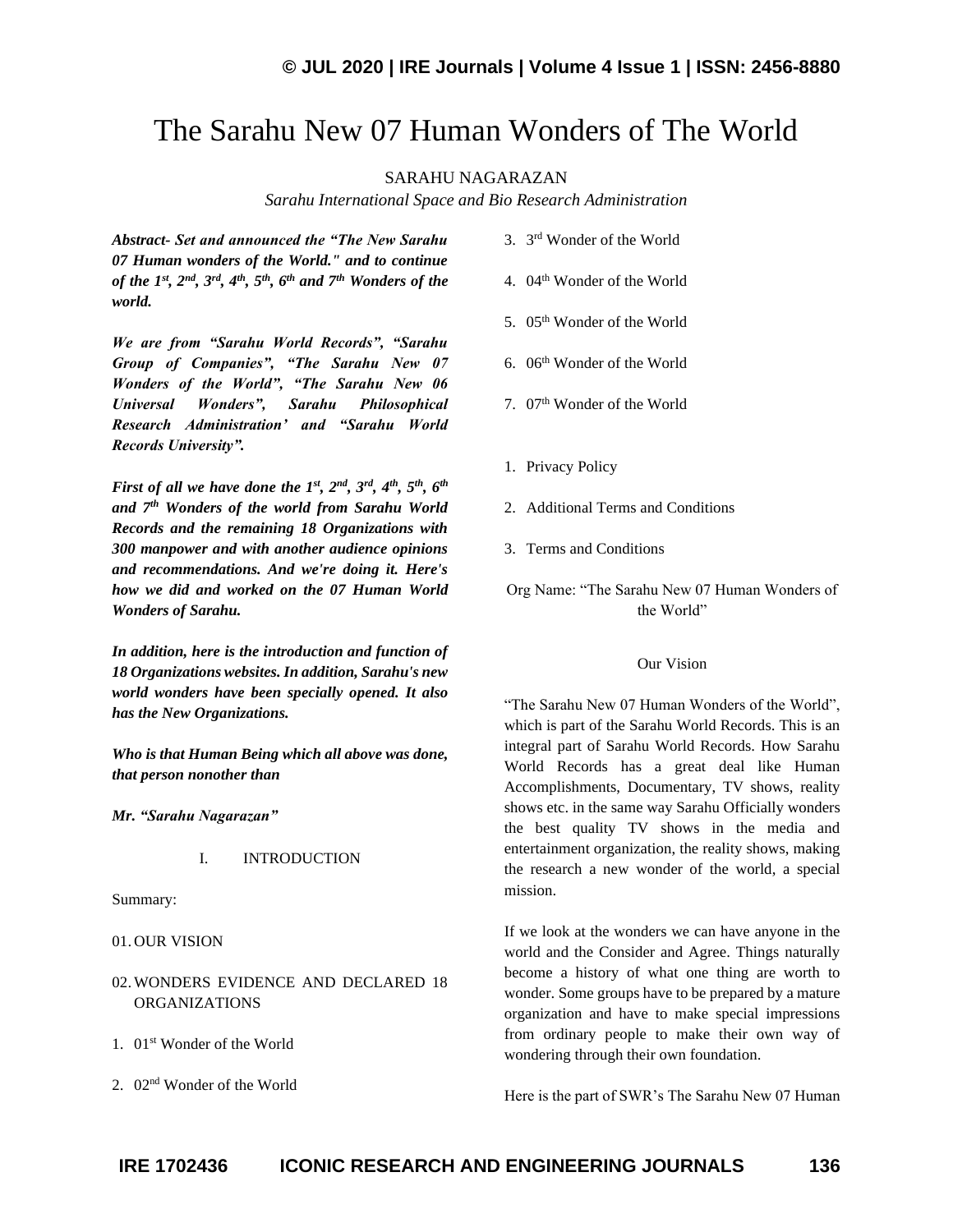# The Sarahu New 07 Human Wonders of The World

SARAHU NAGARAZAN

*Sarahu International Space and Bio Research Administration*

***Abstract-** Set and announced the "The New Sarahu 07 Human wonders of the World." and to continue of the 1st, 2nd, 3rd, 4th, 5th, 6th and 7th Wonders of the world.*

***We are from "Sarahu World Records", "Sarahu Group of Companies", "The Sarahu New 07 Wonders of the World", "The Sarahu New 06 Universal Wonders", Sarahu Philosophical Research Administration' and "Sarahu World Records University".***

***First of all we have done the 1st, 2nd, 3rd, 4th, 5th, 6th and 7th Wonders of the world from Sarahu World Records and the remaining 18 Organizations with 300 manpower and with another audience opinions and recommendations. And we're doing it. Here's how we did and worked on the 07 Human World Wonders of Sarahu.***

***In addition, here is the introduction and function of 18 Organizations websites. In addition, Sarahu's new world wonders have been specially opened. It also has the New Organizations.***

***Who is that Human Being which all above was done, that person nonother than***

***Mr. "Sarahu Nagarazan"***

## I. INTRODUCTION

Summary:

01. OUR VISION

02. WONDERS EVIDENCE AND DECLARED 18 ORGANIZATIONS

1. 01st Wonder of the World
2. 02nd Wonder of the World
3. 3rd Wonder of the World
4. 04th Wonder of the World
5. 05th Wonder of the World
6. 06th Wonder of the World
7. 07th Wonder of the World

1. Privacy Policy
2. Additional Terms and Conditions
3. Terms and Conditions

Org Name: "The Sarahu New 07 Human Wonders of the World"

Our Vision

"The Sarahu New 07 Human Wonders of the World", which is part of the Sarahu World Records. This is an integral part of Sarahu World Records. How Sarahu World Records has a great deal like Human Accomplishments, Documentary, TV shows, reality shows etc. in the same way Sarahu Officially wonders the best quality TV shows in the media and entertainment organization, the reality shows, making the research a new wonder of the world, a special mission.

If we look at the wonders we can have anyone in the world and the Consider and Agree. Things naturally become a history of what one thing are worth to wonder. Some groups have to be prepared by a mature organization and have to make special impressions from ordinary people to make their own way of wondering through their own foundation.

Here is the part of SWR's The Sarahu New 07 Human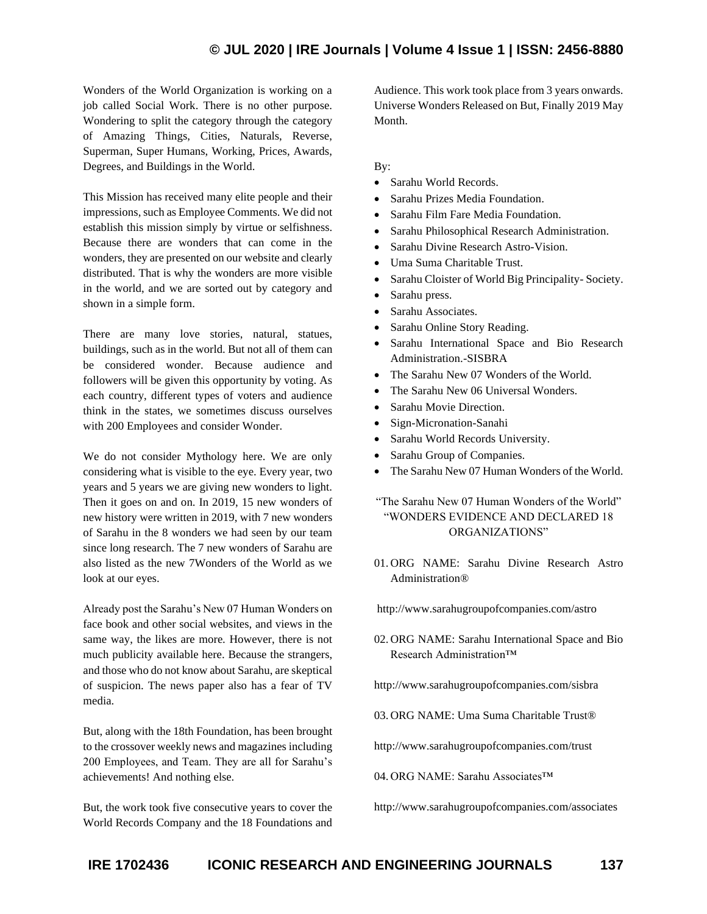Wonders of the World Organization is working on a job called Social Work. There is no other purpose. Wondering to split the category through the category of Amazing Things, Cities, Naturals, Reverse, Superman, Super Humans, Working, Prices, Awards, Degrees, and Buildings in the World.

This Mission has received many elite people and their impressions, such as Employee Comments. We did not establish this mission simply by virtue or selfishness. Because there are wonders that can come in the wonders, they are presented on our website and clearly distributed. That is why the wonders are more visible in the world, and we are sorted out by category and shown in a simple form.

There are many love stories, natural, statues, buildings, such as in the world. But not all of them can be considered wonder. Because audience and followers will be given this opportunity by voting. As each country, different types of voters and audience think in the states, we sometimes discuss ourselves with 200 Employees and consider Wonder.

We do not consider Mythology here. We are only considering what is visible to the eye. Every year, two years and 5 years we are giving new wonders to light. Then it goes on and on. In 2019, 15 new wonders of new history were written in 2019, with 7 new wonders of Sarahu in the 8 wonders we had seen by our team since long research. The 7 new wonders of Sarahu are also listed as the new 7Wonders of the World as we look at our eyes.

Already post the Sarahu's New 07 Human Wonders on face book and other social websites, and views in the same way, the likes are more. However, there is not much publicity available here. Because the strangers, and those who do not know about Sarahu, are skeptical of suspicion. The news paper also has a fear of TV media.

But, along with the 18th Foundation, has been brought to the crossover weekly news and magazines including 200 Employees, and Team. They are all for Sarahu's achievements! And nothing else.

But, the work took five consecutive years to cover the World Records Company and the 18 Foundations and Audience. This work took place from 3 years onwards. Universe Wonders Released on But, Finally 2019 May Month.

By:

- Sarahu World Records.
- Sarahu Prizes Media Foundation.
- Sarahu Film Fare Media Foundation.
- Sarahu Philosophical Research Administration.
- Sarahu Divine Research Astro-Vision.
- Uma Suma Charitable Trust.
- Sarahu Cloister of World Big Principality- Society.
- Sarahu press.
- Sarahu Associates.
- Sarahu Online Story Reading.
- Sarahu International Space and Bio Research Administration.-SISBRA
- The Sarahu New 07 Wonders of the World.
- The Sarahu New 06 Universal Wonders.
- Sarahu Movie Direction.
- Sign-Micronation-Sanahi
- Sarahu World Records University.
- Sarahu Group of Companies.
- The Sarahu New 07 Human Wonders of the World.

"The Sarahu New 07 Human Wonders of the World"
"WONDERS EVIDENCE AND DECLARED 18 ORGANIZATIONS"

01. ORG NAME: Sarahu Divine Research Astro Administration®

http://www.sarahugroupofcompanies.com/astro

02. ORG NAME: Sarahu International Space and Bio Research Administration™

http://www.sarahugroupofcompanies.com/sisbra

03. ORG NAME: Uma Suma Charitable Trust®

http://www.sarahugroupofcompanies.com/trust

04. ORG NAME: Sarahu Associates™

http://www.sarahugroupofcompanies.com/associates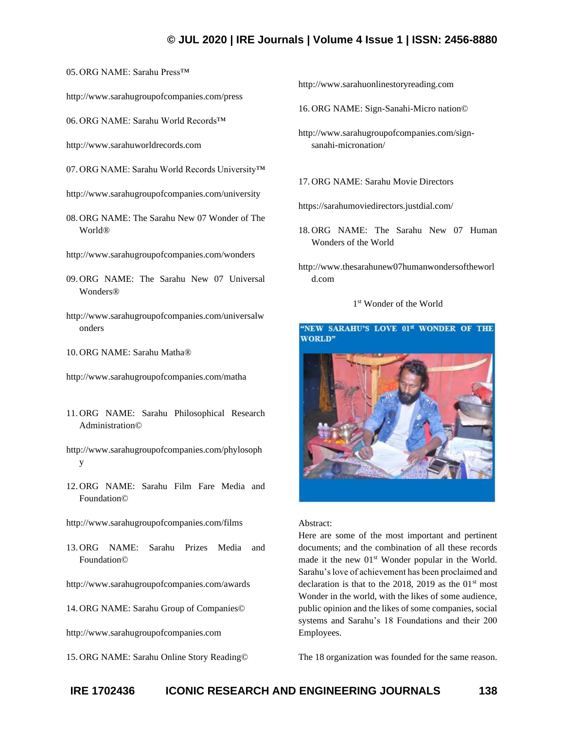05. ORG NAME: Sarahu Press™

http://www.sarahugroupofcompanies.com/press

06. ORG NAME: Sarahu World Records™

http://www.sarahuworldrecords.com

07. ORG NAME: Sarahu World Records University™

http://www.sarahugroupofcompanies.com/university

08. ORG NAME: The Sarahu New 07 Wonder of The World®

http://www.sarahugroupofcompanies.com/wonders

09. ORG NAME: The Sarahu New 07 Universal Wonders®

http://www.sarahugroupofcompanies.com/universalwonders

10. ORG NAME: Sarahu Matha®

http://www.sarahugroupofcompanies.com/matha

11. ORG NAME: Sarahu Philosophical Research Administration©

http://www.sarahugroupofcompanies.com/phylosophy

12. ORG NAME: Sarahu Film Fare Media and Foundation©

http://www.sarahugroupofcompanies.com/films

13. ORG NAME: Sarahu Prizes Media and Foundation©

http://www.sarahugroupofcompanies.com/awards

14. ORG NAME: Sarahu Group of Companies©

http://www.sarahugroupofcompanies.com

15. ORG NAME: Sarahu Online Story Reading©

http://www.sarahuonlinestoryreading.com

16. ORG NAME: Sign-Sanahi-Micro nation©

http://www.sarahugroupofcompanies.com/sign-sanahi-micronation/

17. ORG NAME: Sarahu Movie Directors

https://sarahumoviedirectors.justdial.com/

18. ORG NAME: The Sarahu New 07 Human Wonders of the World

http://www.thesarahunew07humanwondersoftheworld.com

1st Wonder of the World

"NEW SARAHU'S LOVE 01st WONDER OF THE WORLD"

Abstract:
Here are some of the most important and pertinent documents; and the combination of all these records made it the new 01st Wonder popular in the World. Sarahu's love of achievement has been proclaimed and declaration is that to the 2018, 2019 as the 01st most Wonder in the world, with the likes of some audience, public opinion and the likes of some companies, social systems and Sarahu's 18 Foundations and their 200 Employees.

The 18 organization was founded for the same reason.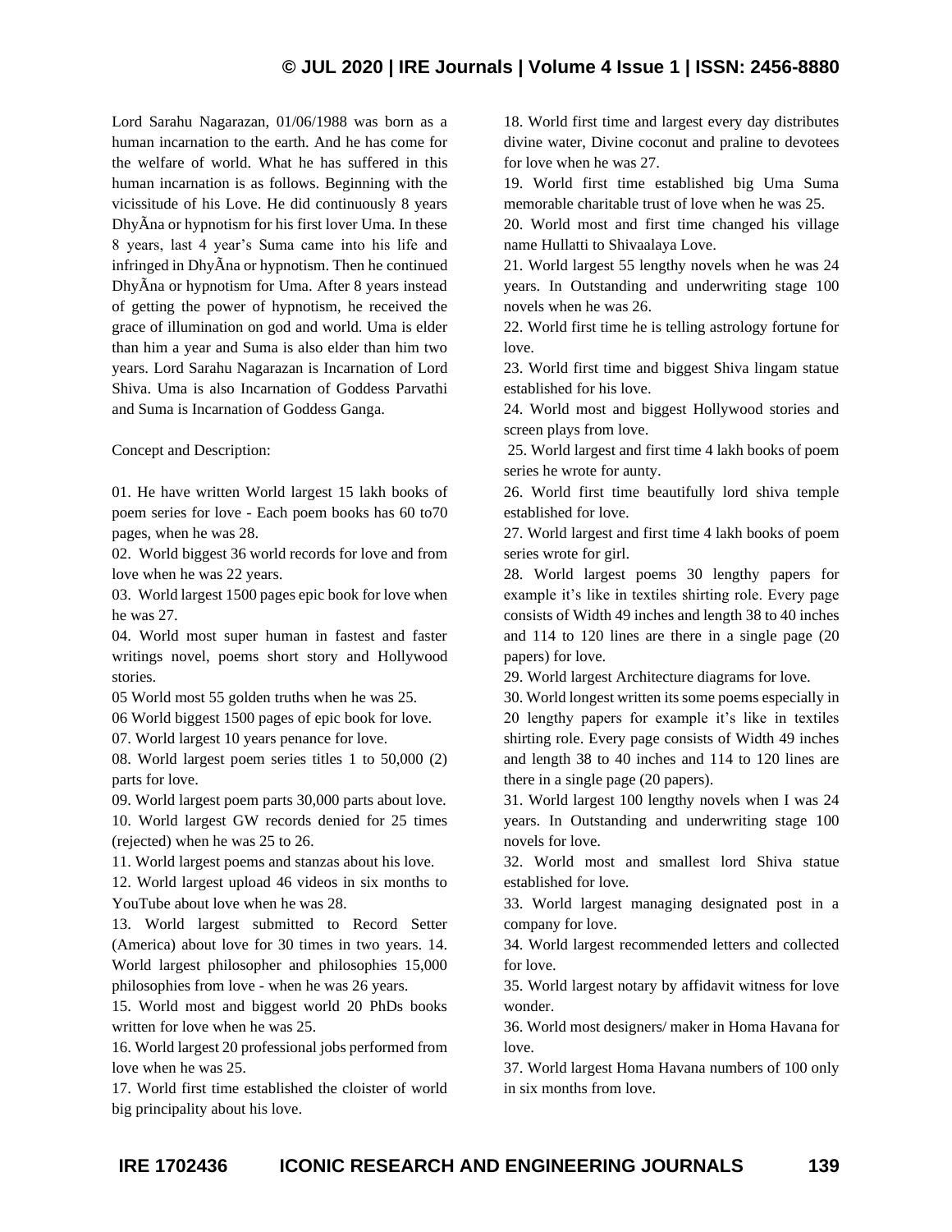Lord Sarahu Nagarazan, 01/06/1988 was born as a human incarnation to the earth. And he has come for the welfare of world. What he has suffered in this human incarnation is as follows. Beginning with the vicissitude of his Love. He did continuously 8 years DhyÃna or hypnotism for his first lover Uma. In these 8 years, last 4 year's Suma came into his life and infringed in DhyÃna or hypnotism. Then he continued DhyÃna or hypnotism for Uma. After 8 years instead of getting the power of hypnotism, he received the grace of illumination on god and world. Uma is elder than him a year and Suma is also elder than him two years. Lord Sarahu Nagarazan is Incarnation of Lord Shiva. Uma is also Incarnation of Goddess Parvathi and Suma is Incarnation of Goddess Ganga.

Concept and Description:

01. He have written World largest 15 lakh books of poem series for love - Each poem books has 60 to70 pages, when he was 28.

02. World biggest 36 world records for love and from love when he was 22 years.

03. World largest 1500 pages epic book for love when he was 27.

04. World most super human in fastest and faster writings novel, poems short story and Hollywood stories.

05 World most 55 golden truths when he was 25.

06 World biggest 1500 pages of epic book for love.

07. World largest 10 years penance for love.

08. World largest poem series titles 1 to 50,000 (2) parts for love.

09. World largest poem parts 30,000 parts about love.

10. World largest GW records denied for 25 times (rejected) when he was 25 to 26.

11. World largest poems and stanzas about his love.

12. World largest upload 46 videos in six months to YouTube about love when he was 28.

13. World largest submitted to Record Setter (America) about love for 30 times in two years. 14. World largest philosopher and philosophies 15,000 philosophies from love - when he was 26 years.

15. World most and biggest world 20 PhDs books written for love when he was 25.

16. World largest 20 professional jobs performed from love when he was 25.

17. World first time established the cloister of world big principality about his love.

18. World first time and largest every day distributes divine water, Divine coconut and praline to devotees for love when he was 27.

19. World first time established big Uma Suma memorable charitable trust of love when he was 25.

20. World most and first time changed his village name Hullatti to Shivaalaya Love.

21. World largest 55 lengthy novels when he was 24 years. In Outstanding and underwriting stage 100 novels when he was 26.

22. World first time he is telling astrology fortune for love.

23. World first time and biggest Shiva lingam statue established for his love.

24. World most and biggest Hollywood stories and screen plays from love.

25. World largest and first time 4 lakh books of poem series he wrote for aunty.

26. World first time beautifully lord shiva temple established for love.

27. World largest and first time 4 lakh books of poem series wrote for girl.

28. World largest poems 30 lengthy papers for example it's like in textiles shirting role. Every page consists of Width 49 inches and length 38 to 40 inches and 114 to 120 lines are there in a single page (20 papers) for love.

29. World largest Architecture diagrams for love.

30. World longest written its some poems especially in 20 lengthy papers for example it's like in textiles shirting role. Every page consists of Width 49 inches and length 38 to 40 inches and 114 to 120 lines are there in a single page (20 papers).

31. World largest 100 lengthy novels when I was 24 years. In Outstanding and underwriting stage 100 novels for love.

32. World most and smallest lord Shiva statue established for love.

33. World largest managing designated post in a company for love.

34. World largest recommended letters and collected for love.

35. World largest notary by affidavit witness for love wonder.

36. World most designers/ maker in Homa Havana for love.

37. World largest Homa Havana numbers of 100 only in six months from love.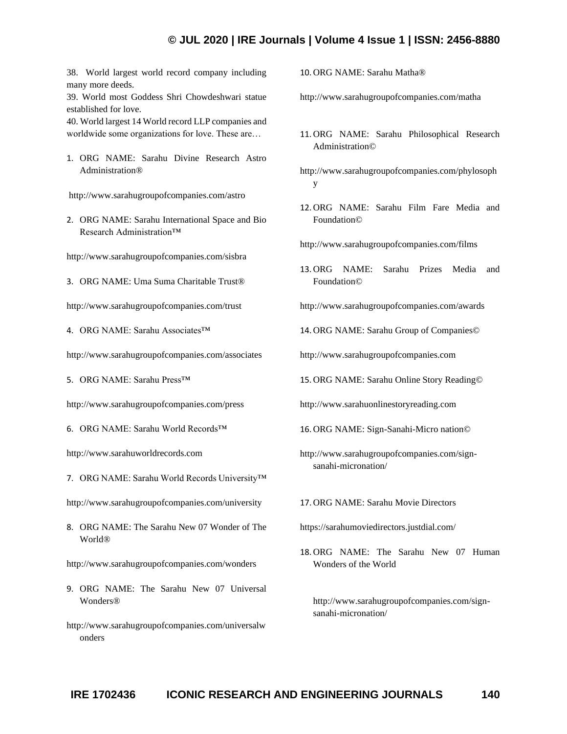38. World largest world record company including many more deeds.

39. World most Goddess Shri Chowdeshwari statue established for love.

40. World largest 14 World record LLP companies and worldwide some organizations for love. These are…

1. ORG NAME: Sarahu Divine Research Astro Administration®

   http://www.sarahugroupofcompanies.com/astro

2. ORG NAME: Sarahu International Space and Bio Research Administration™

   http://www.sarahugroupofcompanies.com/sisbra

3. ORG NAME: Uma Suma Charitable Trust®

   http://www.sarahugroupofcompanies.com/trust

4. ORG NAME: Sarahu Associates™

   http://www.sarahugroupofcompanies.com/associates

5. ORG NAME: Sarahu Press™

   http://www.sarahugroupofcompanies.com/press

6. ORG NAME: Sarahu World Records™

   http://www.sarahuworldrecords.com

7. ORG NAME: Sarahu World Records University™

   http://www.sarahugroupofcompanies.com/university

8. ORG NAME: The Sarahu New 07 Wonder of The World®

   http://www.sarahugroupofcompanies.com/wonders

9. ORG NAME: The Sarahu New 07 Universal Wonders®

   http://www.sarahugroupofcompanies.com/universalwonders

10. ORG NAME: Sarahu Matha®

    http://www.sarahugroupofcompanies.com/matha

11. ORG NAME: Sarahu Philosophical Research Administration©

    http://www.sarahugroupofcompanies.com/phylosophy

12. ORG NAME: Sarahu Film Fare Media and Foundation©

    http://www.sarahugroupofcompanies.com/films

13. ORG NAME: Sarahu Prizes Media and Foundation©

    http://www.sarahugroupofcompanies.com/awards

14. ORG NAME: Sarahu Group of Companies©

    http://www.sarahugroupofcompanies.com

15. ORG NAME: Sarahu Online Story Reading©

    http://www.sarahuonlinestoryreading.com

16. ORG NAME: Sign-Sanahi-Micro nation©

    http://www.sarahugroupofcompanies.com/sign-sanahi-micronation/

17. ORG NAME: Sarahu Movie Directors

    https://sarahumoviedirectors.justdial.com/

18. ORG NAME: The Sarahu New 07 Human Wonders of the World

    http://www.sarahugroupofcompanies.com/sign-sanahi-micronation/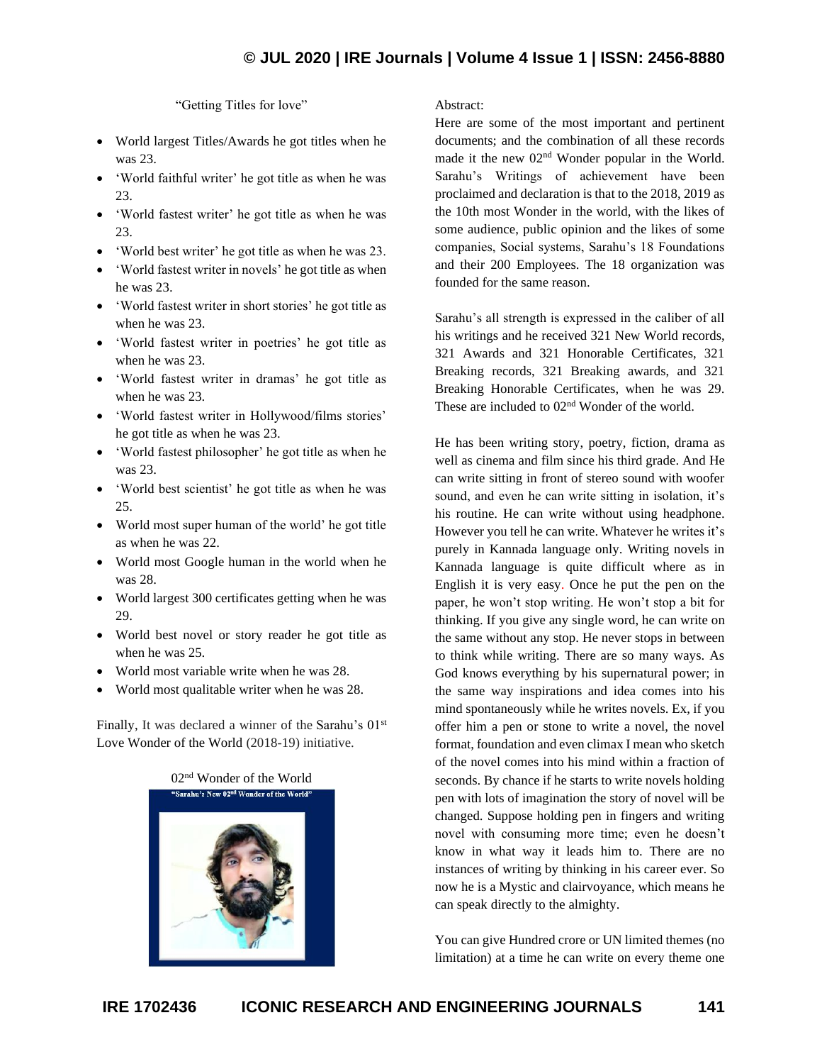"Getting Titles for love"

- World largest Titles/Awards he got titles when he was 23.
- 'World faithful writer' he got title as when he was 23.
- 'World fastest writer' he got title as when he was 23.
- 'World best writer' he got title as when he was 23.
- 'World fastest writer in novels' he got title as when he was 23.
- 'World fastest writer in short stories' he got title as when he was 23.
- 'World fastest writer in poetries' he got title as when he was 23.
- 'World fastest writer in dramas' he got title as when he was 23.
- 'World fastest writer in Hollywood/films stories' he got title as when he was 23.
- 'World fastest philosopher' he got title as when he was 23.
- 'World best scientist' he got title as when he was 25.
- World most super human of the world' he got title as when he was 22.
- World most Google human in the world when he was 28.
- World largest 300 certificates getting when he was 29.
- World best novel or story reader he got title as when he was 25.
- World most variable write when he was 28.
- World most qualitable writer when he was 28.

Finally, It was declared a winner of the Sarahu's 01st Love Wonder of the World (2018-19) initiative.

02nd Wonder of the World

"Sarahu's New 02nd Wonder of the World"

Abstract:

Here are some of the most important and pertinent documents; and the combination of all these records made it the new 02nd Wonder popular in the World. Sarahu's Writings of achievement have been proclaimed and declaration is that to the 2018, 2019 as the 10th most Wonder in the world, with the likes of some audience, public opinion and the likes of some companies, Social systems, Sarahu's 18 Foundations and their 200 Employees. The 18 organization was founded for the same reason.

Sarahu's all strength is expressed in the caliber of all his writings and he received 321 New World records, 321 Awards and 321 Honorable Certificates, 321 Breaking records, 321 Breaking awards, and 321 Breaking Honorable Certificates, when he was 29. These are included to 02nd Wonder of the world.

He has been writing story, poetry, fiction, drama as well as cinema and film since his third grade. And He can write sitting in front of stereo sound with woofer sound, and even he can write sitting in isolation, it's his routine. He can write without using headphone. However you tell he can write. Whatever he writes it's purely in Kannada language only. Writing novels in Kannada language is quite difficult where as in English it is very easy. Once he put the pen on the paper, he won't stop writing. He won't stop a bit for thinking. If you give any single word, he can write on the same without any stop. He never stops in between to think while writing. There are so many ways. As God knows everything by his supernatural power; in the same way inspirations and idea comes into his mind spontaneously while he writes novels. Ex, if you offer him a pen or stone to write a novel, the novel format, foundation and even climax I mean who sketch of the novel comes into his mind within a fraction of seconds. By chance if he starts to write novels holding pen with lots of imagination the story of novel will be changed. Suppose holding pen in fingers and writing novel with consuming more time; even he doesn't know in what way it leads him to. There are no instances of writing by thinking in his career ever. So now he is a Mystic and clairvoyance, which means he can speak directly to the almighty.

You can give Hundred crore or UN limited themes (no limitation) at a time he can write on every theme one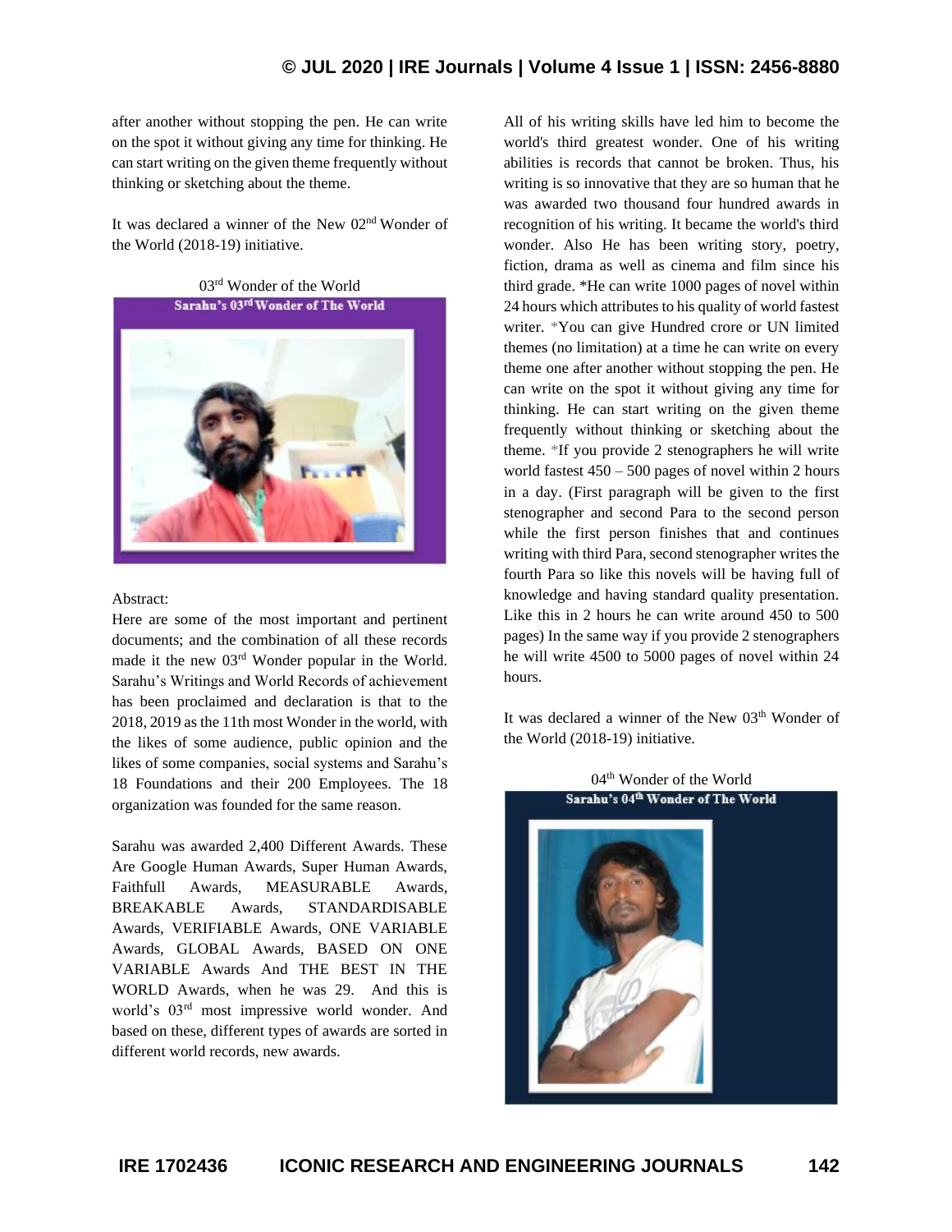after another without stopping the pen. He can write on the spot it without giving any time for thinking. He can start writing on the given theme frequently without thinking or sketching about the theme.

It was declared a winner of the New 02nd Wonder of the World (2018-19) initiative.

03rd Wonder of the World

Abstract:
Here are some of the most important and pertinent documents; and the combination of all these records made it the new 03rd Wonder popular in the World. Sarahu's Writings and World Records of achievement has been proclaimed and declaration is that to the 2018, 2019 as the 11th most Wonder in the world, with the likes of some audience, public opinion and the likes of some companies, social systems and Sarahu's 18 Foundations and their 200 Employees. The 18 organization was founded for the same reason.

Sarahu was awarded 2,400 Different Awards. These Are Google Human Awards, Super Human Awards, Faithfull Awards, MEASURABLE Awards, BREAKABLE Awards, STANDARDISABLE Awards, VERIFIABLE Awards, ONE VARIABLE Awards, GLOBAL Awards, BASED ON ONE VARIABLE Awards And THE BEST IN THE WORLD Awards, when he was 29. And this is world's 03rd most impressive world wonder. And based on these, different types of awards are sorted in different world records, new awards.

All of his writing skills have led him to become the world's third greatest wonder. One of his writing abilities is records that cannot be broken. Thus, his writing is so innovative that they are so human that he was awarded two thousand four hundred awards in recognition of his writing. It became the world's third wonder. Also He has been writing story, poetry, fiction, drama as well as cinema and film since his third grade. *He can write 1000 pages of novel within 24 hours which attributes to his quality of world fastest writer. *You can give Hundred crore or UN limited themes (no limitation) at a time he can write on every theme one after another without stopping the pen. He can write on the spot it without giving any time for thinking. He can start writing on the given theme frequently without thinking or sketching about the theme. *If you provide 2 stenographers he will write world fastest 450 – 500 pages of novel within 2 hours in a day. (First paragraph will be given to the first stenographer and second Para to the second person while the first person finishes that and continues writing with third Para, second stenographer writes the fourth Para so like this novels will be having full of knowledge and having standard quality presentation. Like this in 2 hours he can write around 450 to 500 pages) In the same way if you provide 2 stenographers he will write 4500 to 5000 pages of novel within 24 hours.

It was declared a winner of the New 03th Wonder of the World (2018-19) initiative.

04th Wonder of the World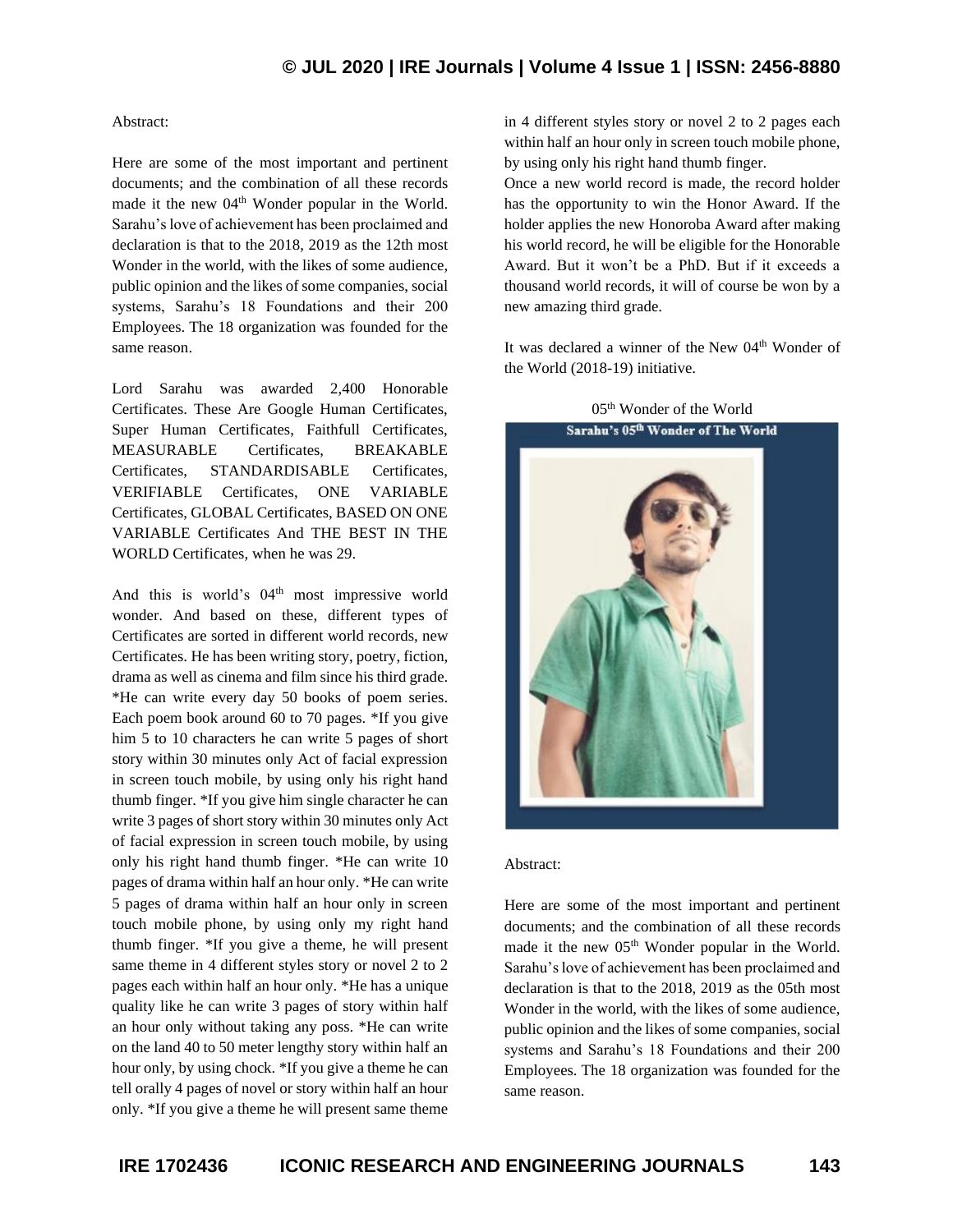Abstract:

Here are some of the most important and pertinent documents; and the combination of all these records made it the new 04th Wonder popular in the World. Sarahu's love of achievement has been proclaimed and declaration is that to the 2018, 2019 as the 12th most Wonder in the world, with the likes of some audience, public opinion and the likes of some companies, social systems, Sarahu's 18 Foundations and their 200 Employees. The 18 organization was founded for the same reason.

Lord Sarahu was awarded 2,400 Honorable Certificates. These Are Google Human Certificates, Super Human Certificates, Faithfull Certificates, MEASURABLE Certificates, BREAKABLE Certificates, STANDARDISABLE Certificates, VERIFIABLE Certificates, ONE VARIABLE Certificates, GLOBAL Certificates, BASED ON ONE VARIABLE Certificates And THE BEST IN THE WORLD Certificates, when he was 29.

And this is world's 04th most impressive world wonder. And based on these, different types of Certificates are sorted in different world records, new Certificates. He has been writing story, poetry, fiction, drama as well as cinema and film since his third grade. *He can write every day 50 books of poem series. Each poem book around 60 to 70 pages. *If you give him 5 to 10 characters he can write 5 pages of short story within 30 minutes only Act of facial expression in screen touch mobile, by using only his right hand thumb finger. *If you give him single character he can write 3 pages of short story within 30 minutes only Act of facial expression in screen touch mobile, by using only his right hand thumb finger. *He can write 10 pages of drama within half an hour only. *He can write 5 pages of drama within half an hour only in screen touch mobile phone, by using only my right hand thumb finger. *If you give a theme, he will present same theme in 4 different styles story or novel 2 to 2 pages each within half an hour only. *He has a unique quality like he can write 3 pages of story within half an hour only without taking any poss. *He can write on the land 40 to 50 meter lengthy story within half an hour only, by using chock. *If you give a theme he can tell orally 4 pages of novel or story within half an hour only. *If you give a theme he will present same theme in 4 different styles story or novel 2 to 2 pages each within half an hour only in screen touch mobile phone, by using only his right hand thumb finger.

Once a new world record is made, the record holder has the opportunity to win the Honor Award. If the holder applies the new Honoroba Award after making his world record, he will be eligible for the Honorable Award. But it won't be a PhD. But if it exceeds a thousand world records, it will of course be won by a new amazing third grade.

It was declared a winner of the New 04th Wonder of the World (2018-19) initiative.

05th Wonder of the World

Sarahu's 05th Wonder of The World

Abstract:

Here are some of the most important and pertinent documents; and the combination of all these records made it the new 05th Wonder popular in the World. Sarahu's love of achievement has been proclaimed and declaration is that to the 2018, 2019 as the 05th most Wonder in the world, with the likes of some audience, public opinion and the likes of some companies, social systems and Sarahu's 18 Foundations and their 200 Employees. The 18 organization was founded for the same reason.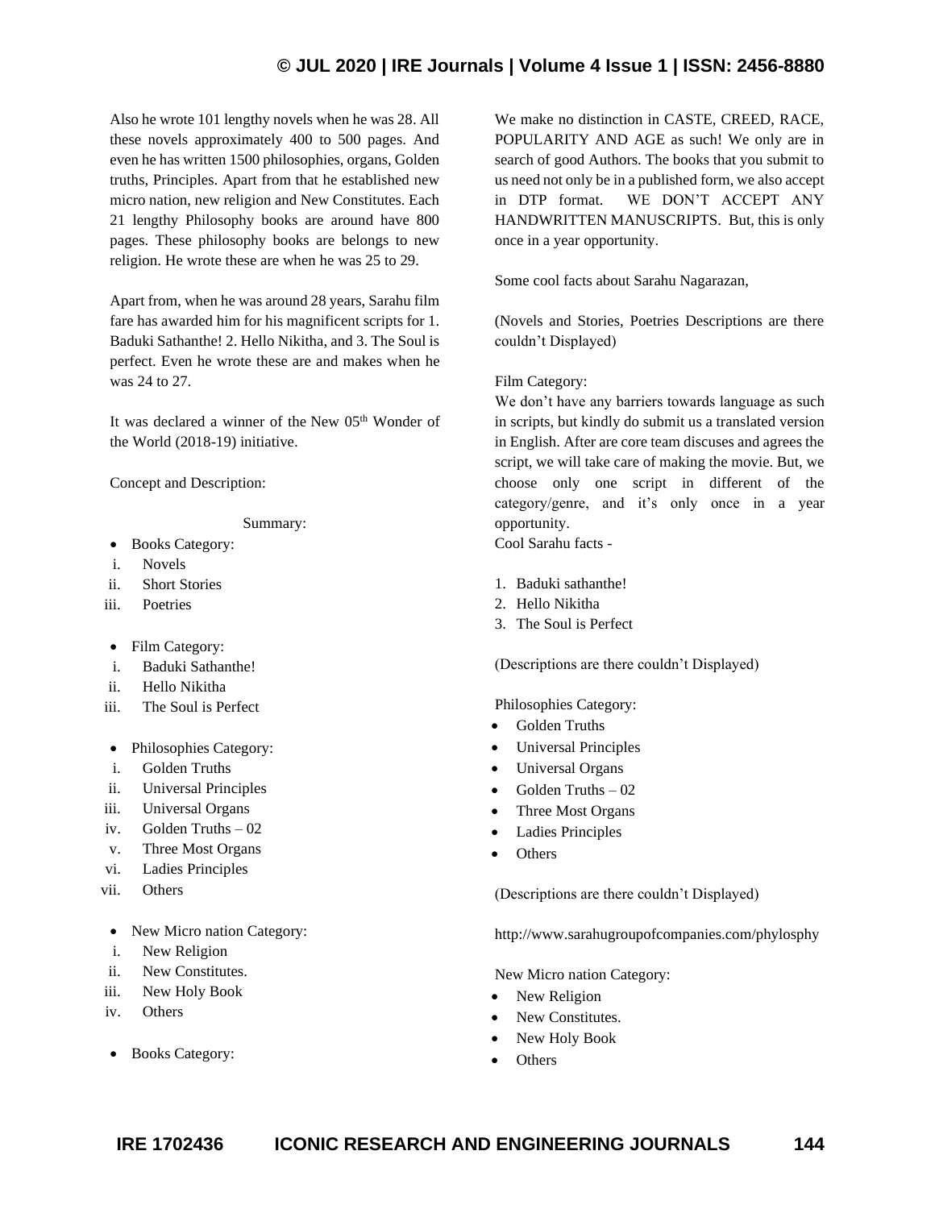Also he wrote 101 lengthy novels when he was 28. All these novels approximately 400 to 500 pages. And even he has written 1500 philosophies, organs, Golden truths, Principles. Apart from that he established new micro nation, new religion and New Constitutes. Each 21 lengthy Philosophy books are around have 800 pages. These philosophy books are belongs to new religion. He wrote these are when he was 25 to 29.

Apart from, when he was around 28 years, Sarahu film fare has awarded him for his magnificent scripts for 1. Baduki Sathanthe! 2. Hello Nikitha, and 3. The Soul is perfect. Even he wrote these are and makes when he was 24 to 27.

It was declared a winner of the New 05th Wonder of the World (2018-19) initiative.

Concept and Description:

Summary:

- Books Category:
  i. Novels
  ii. Short Stories
  iii. Poetries

- Film Category:
  i. Baduki Sathanthe!
  ii. Hello Nikitha
  iii. The Soul is Perfect

- Philosophies Category:
  i. Golden Truths
  ii. Universal Principles
  iii. Universal Organs
  iv. Golden Truths – 02
  v. Three Most Organs
  vi. Ladies Principles
  vii. Others

- New Micro nation Category:
  i. New Religion
  ii. New Constitutes.
  iii. New Holy Book
  iv. Others

- Books Category:

We make no distinction in CASTE, CREED, RACE, POPULARITY AND AGE as such! We only are in search of good Authors. The books that you submit to us need not only be in a published form, we also accept in DTP format. WE DON'T ACCEPT ANY HANDWRITTEN MANUSCRIPTS. But, this is only once in a year opportunity.

Some cool facts about Sarahu Nagarazan,

(Novels and Stories, Poetries Descriptions are there couldn't Displayed)

Film Category:
We don't have any barriers towards language as such in scripts, but kindly do submit us a translated version in English. After are core team discuses and agrees the script, we will take care of making the movie. But, we choose only one script in different of the category/genre, and it's only once in a year opportunity.
Cool Sarahu facts -

1. Baduki sathanthe!
2. Hello Nikitha
3. The Soul is Perfect

(Descriptions are there couldn't Displayed)

Philosophies Category:

- Golden Truths
- Universal Principles
- Universal Organs
- Golden Truths – 02
- Three Most Organs
- Ladies Principles
- Others

(Descriptions are there couldn't Displayed)

http://www.sarahugroupofcompanies.com/phylosphy

New Micro nation Category:

- New Religion
- New Constitutes.
- New Holy Book
- Others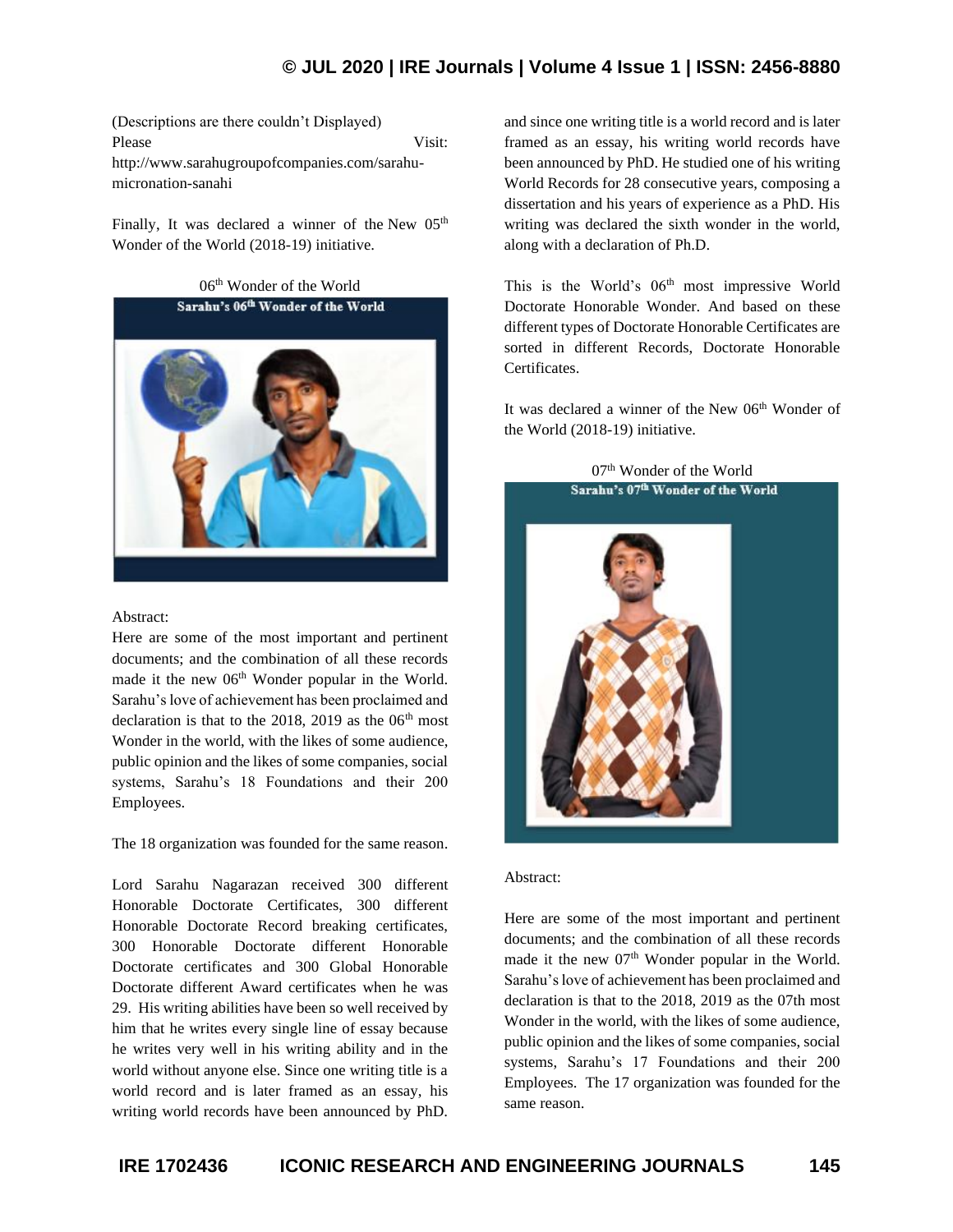(Descriptions are there couldn't Displayed) Please Visit: http://www.sarahugroupofcompanies.com/sarahu-micronation-sanahi

Finally, It was declared a winner of the New 05th Wonder of the World (2018-19) initiative.

06th Wonder of the World

Sarahu's 06th Wonder of the World

Abstract:
Here are some of the most important and pertinent documents; and the combination of all these records made it the new 06th Wonder popular in the World. Sarahu's love of achievement has been proclaimed and declaration is that to the 2018, 2019 as the 06th most Wonder in the world, with the likes of some audience, public opinion and the likes of some companies, social systems, Sarahu's 18 Foundations and their 200 Employees.

The 18 organization was founded for the same reason.

Lord Sarahu Nagarazan received 300 different Honorable Doctorate Certificates, 300 different Honorable Doctorate Record breaking certificates, 300 Honorable Doctorate different Honorable Doctorate certificates and 300 Global Honorable Doctorate different Award certificates when he was 29. His writing abilities have been so well received by him that he writes every single line of essay because he writes very well in his writing ability and in the world without anyone else. Since one writing title is a world record and is later framed as an essay, his writing world records have been announced by PhD. and since one writing title is a world record and is later framed as an essay, his writing world records have been announced by PhD. He studied one of his writing World Records for 28 consecutive years, composing a dissertation and his years of experience as a PhD. His writing was declared the sixth wonder in the world, along with a declaration of Ph.D.

This is the World's 06th most impressive World Doctorate Honorable Wonder. And based on these different types of Doctorate Honorable Certificates are sorted in different Records, Doctorate Honorable Certificates.

It was declared a winner of the New 06th Wonder of the World (2018-19) initiative.

07th Wonder of the World

Sarahu's 07th Wonder of the World

Abstract:

Here are some of the most important and pertinent documents; and the combination of all these records made it the new 07th Wonder popular in the World. Sarahu's love of achievement has been proclaimed and declaration is that to the 2018, 2019 as the 07th most Wonder in the world, with the likes of some audience, public opinion and the likes of some companies, social systems, Sarahu's 17 Foundations and their 200 Employees. The 17 organization was founded for the same reason.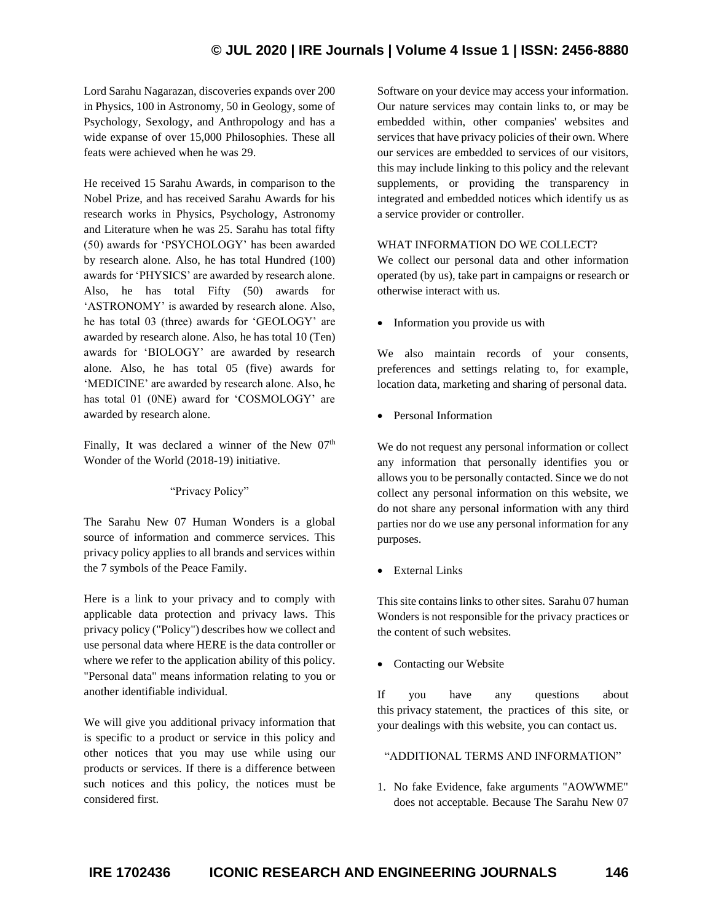Lord Sarahu Nagarazan, discoveries expands over 200 in Physics, 100 in Astronomy, 50 in Geology, some of Psychology, Sexology, and Anthropology and has a wide expanse of over 15,000 Philosophies. These all feats were achieved when he was 29.

He received 15 Sarahu Awards, in comparison to the Nobel Prize, and has received Sarahu Awards for his research works in Physics, Psychology, Astronomy and Literature when he was 25. Sarahu has total fifty (50) awards for 'PSYCHOLOGY' has been awarded by research alone. Also, he has total Hundred (100) awards for 'PHYSICS' are awarded by research alone. Also, he has total Fifty (50) awards for 'ASTRONOMY' is awarded by research alone. Also, he has total 03 (three) awards for 'GEOLOGY' are awarded by research alone. Also, he has total 10 (Ten) awards for 'BIOLOGY' are awarded by research alone. Also, he has total 05 (five) awards for 'MEDICINE' are awarded by research alone. Also, he has total 01 (0NE) award for 'COSMOLOGY' are awarded by research alone.

Finally, It was declared a winner of the New 07th Wonder of the World (2018-19) initiative.

"Privacy Policy"

The Sarahu New 07 Human Wonders is a global source of information and commerce services. This privacy policy applies to all brands and services within the 7 symbols of the Peace Family.

Here is a link to your privacy and to comply with applicable data protection and privacy laws. This privacy policy ("Policy") describes how we collect and use personal data where HERE is the data controller or where we refer to the application ability of this policy. "Personal data" means information relating to you or another identifiable individual.

We will give you additional privacy information that is specific to a product or service in this policy and other notices that you may use while using our products or services. If there is a difference between such notices and this policy, the notices must be considered first.

Software on your device may access your information. Our nature services may contain links to, or may be embedded within, other companies' websites and services that have privacy policies of their own. Where our services are embedded to services of our visitors, this may include linking to this policy and the relevant supplements, or providing the transparency in integrated and embedded notices which identify us as a service provider or controller.

WHAT INFORMATION DO WE COLLECT?

We collect our personal data and other information operated (by us), take part in campaigns or research or otherwise interact with us.

- Information you provide us with

We also maintain records of your consents, preferences and settings relating to, for example, location data, marketing and sharing of personal data.

- Personal Information

We do not request any personal information or collect any information that personally identifies you or allows you to be personally contacted. Since we do not collect any personal information on this website, we do not share any personal information with any third parties nor do we use any personal information for any purposes.

- External Links

This site contains links to other sites. Sarahu 07 human Wonders is not responsible for the privacy practices or the content of such websites.

- Contacting our Website

If you have any questions about this privacy statement, the practices of this site, or your dealings with this website, you can contact us.

"ADDITIONAL TERMS AND INFORMATION"

1. No fake Evidence, fake arguments "AOWWME" does not acceptable. Because The Sarahu New 07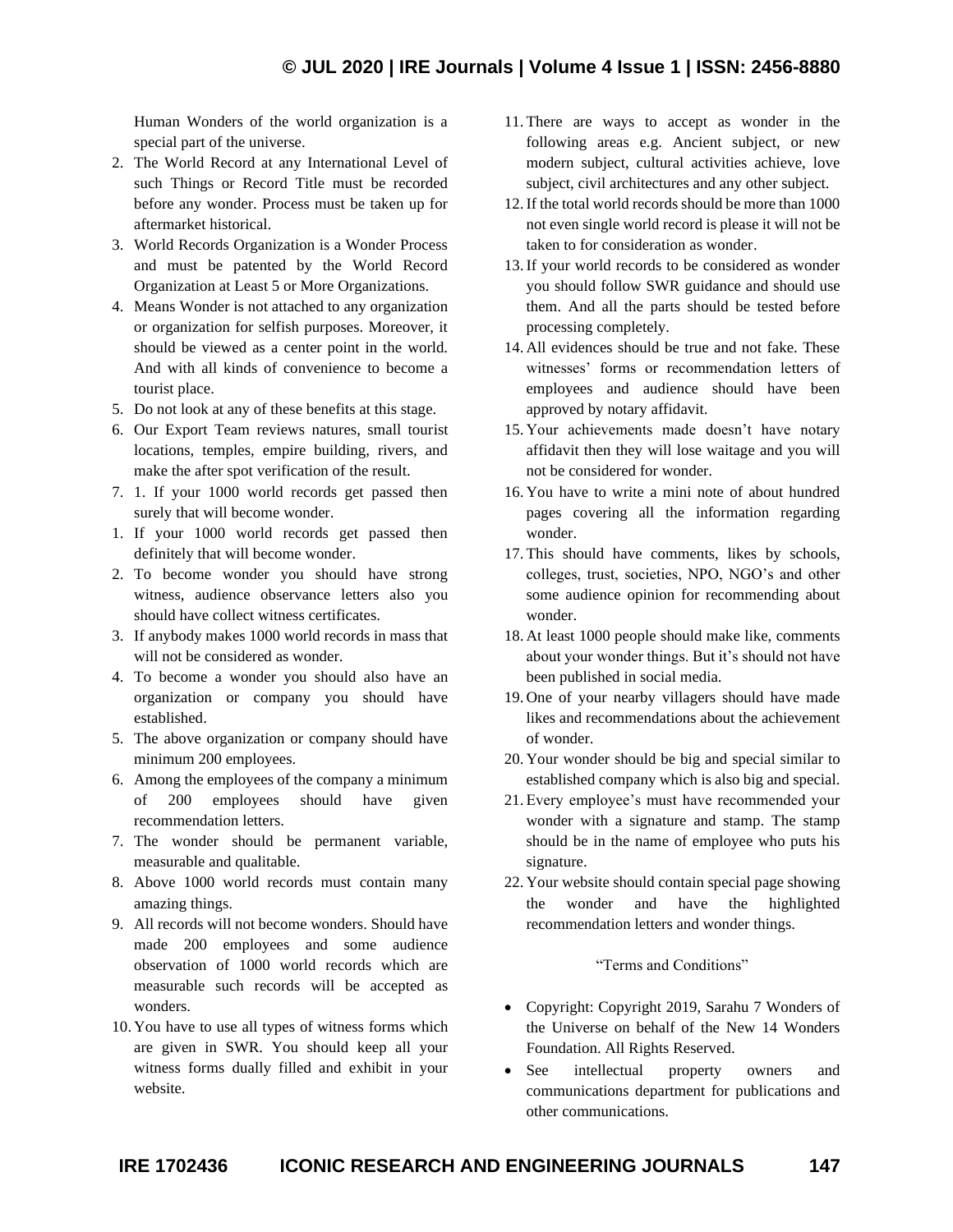Human Wonders of the world organization is a special part of the universe.

2. The World Record at any International Level of such Things or Record Title must be recorded before any wonder. Process must be taken up for aftermarket historical.
3. World Records Organization is a Wonder Process and must be patented by the World Record Organization at Least 5 or More Organizations.
4. Means Wonder is not attached to any organization or organization for selfish purposes. Moreover, it should be viewed as a center point in the world. And with all kinds of convenience to become a tourist place.
5. Do not look at any of these benefits at this stage.
6. Our Export Team reviews natures, small tourist locations, temples, empire building, rivers, and make the after spot verification of the result.
7. 1. If your 1000 world records get passed then surely that will become wonder.

1. If your 1000 world records get passed then definitely that will become wonder.
2. To become wonder you should have strong witness, audience observance letters also you should have collect witness certificates.
3. If anybody makes 1000 world records in mass that will not be considered as wonder.
4. To become a wonder you should also have an organization or company you should have established.
5. The above organization or company should have minimum 200 employees.
6. Among the employees of the company a minimum of 200 employees should have given recommendation letters.
7. The wonder should be permanent variable, measurable and qualitable.
8. Above 1000 world records must contain many amazing things.
9. All records will not become wonders. Should have made 200 employees and some audience observation of 1000 world records which are measurable such records will be accepted as wonders.
10. You have to use all types of witness forms which are given in SWR. You should keep all your witness forms dually filled and exhibit in your website.
11. There are ways to accept as wonder in the following areas e.g. Ancient subject, or new modern subject, cultural activities achieve, love subject, civil architectures and any other subject.
12. If the total world records should be more than 1000 not even single world record is please it will not be taken to for consideration as wonder.
13. If your world records to be considered as wonder you should follow SWR guidance and should use them. And all the parts should be tested before processing completely.
14. All evidences should be true and not fake. These witnesses' forms or recommendation letters of employees and audience should have been approved by notary affidavit.
15. Your achievements made doesn't have notary affidavit then they will lose waitage and you will not be considered for wonder.
16. You have to write a mini note of about hundred pages covering all the information regarding wonder.
17. This should have comments, likes by schools, colleges, trust, societies, NPO, NGO's and other some audience opinion for recommending about wonder.
18. At least 1000 people should make like, comments about your wonder things. But it's should not have been published in social media.
19. One of your nearby villagers should have made likes and recommendations about the achievement of wonder.
20. Your wonder should be big and special similar to established company which is also big and special.
21. Every employee's must have recommended your wonder with a signature and stamp. The stamp should be in the name of employee who puts his signature.
22. Your website should contain special page showing the wonder and have the highlighted recommendation letters and wonder things.

"Terms and Conditions"

- Copyright: Copyright 2019, Sarahu 7 Wonders of the Universe on behalf of the New 14 Wonders Foundation. All Rights Reserved.
- See intellectual property owners and communications department for publications and other communications.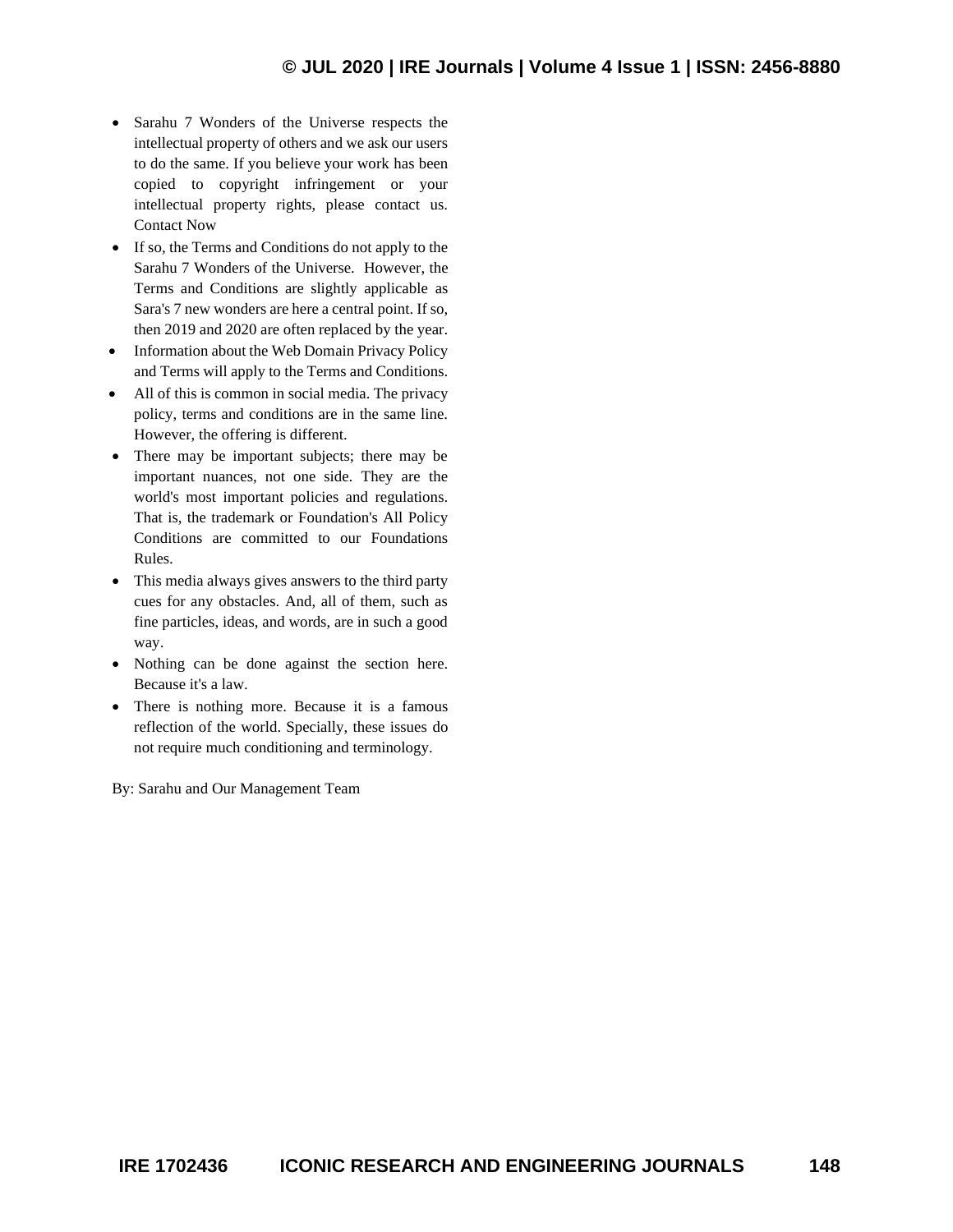- Sarahu 7 Wonders of the Universe respects the intellectual property of others and we ask our users to do the same. If you believe your work has been copied to copyright infringement or your intellectual property rights, please contact us. Contact Now
- If so, the Terms and Conditions do not apply to the Sarahu 7 Wonders of the Universe. However, the Terms and Conditions are slightly applicable as Sara's 7 new wonders are here a central point. If so, then 2019 and 2020 are often replaced by the year.
- Information about the Web Domain Privacy Policy and Terms will apply to the Terms and Conditions.
- All of this is common in social media. The privacy policy, terms and conditions are in the same line. However, the offering is different.
- There may be important subjects; there may be important nuances, not one side. They are the world's most important policies and regulations. That is, the trademark or Foundation's All Policy Conditions are committed to our Foundations Rules.
- This media always gives answers to the third party cues for any obstacles. And, all of them, such as fine particles, ideas, and words, are in such a good way.
- Nothing can be done against the section here. Because it's a law.
- There is nothing more. Because it is a famous reflection of the world. Specially, these issues do not require much conditioning and terminology.

By: Sarahu and Our Management Team